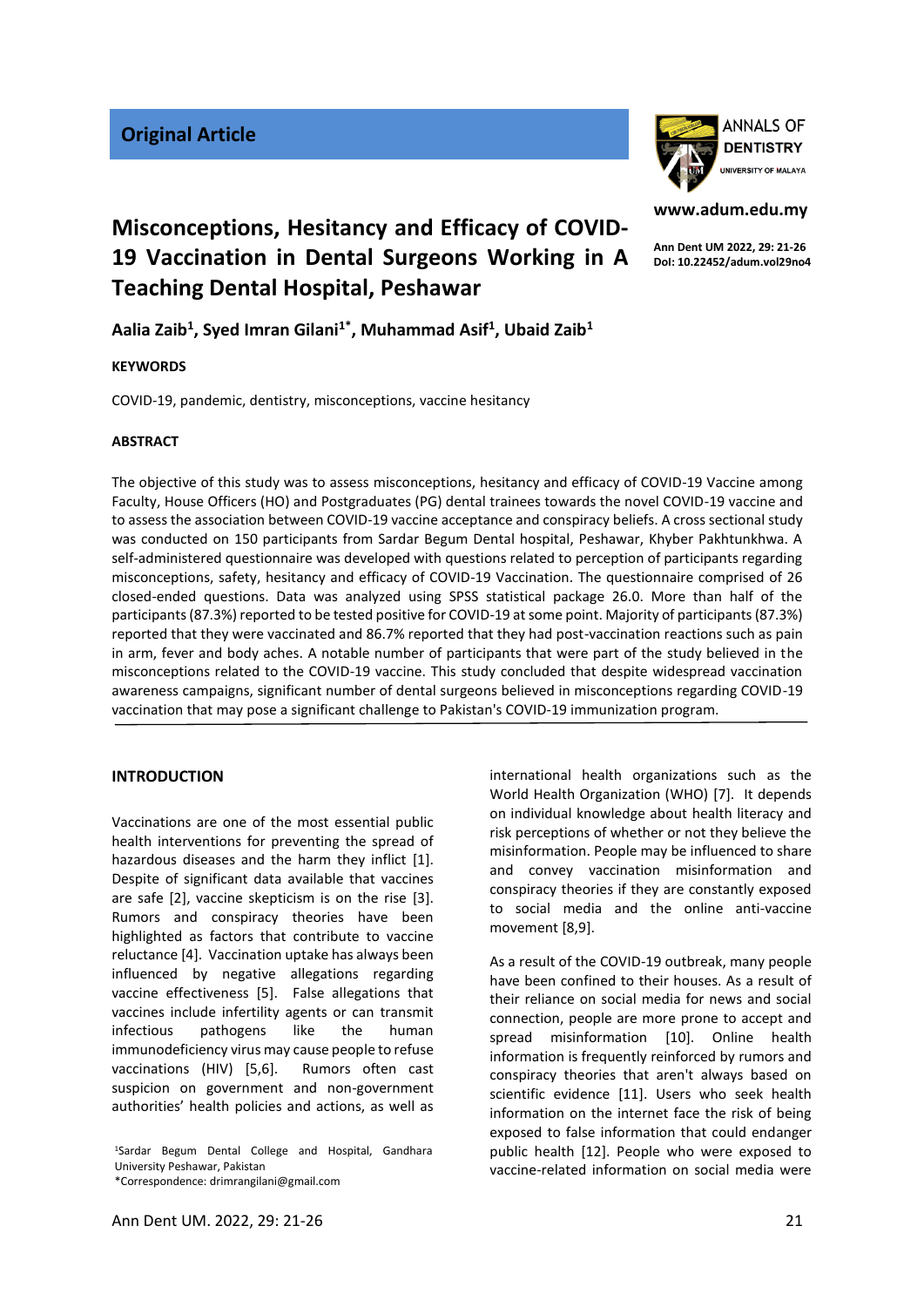Original Article

# Misconceptions, Hesitancy and Efficacy of COVID-19 Vaccination in Dental Surgeons Working in A Teaching Dental Hospital, Peshawar

www.adum.edu.my

Ann Dent UM 2022, 29: 21-26
DoI: 10.22452/adum.vol29no4

**Aalia Zaib[1], Syed Imran Gilani[1*], Muhammad Asif[1], Ubaid Zaib[1]**

**KEYWORDS**

COVID-19, pandemic, dentistry, misconceptions, vaccine hesitancy

**ABSTRACT**

The objective of this study was to assess misconceptions, hesitancy and efficacy of COVID-19 Vaccine among Faculty, House Officers (HO) and Postgraduates (PG) dental trainees towards the novel COVID-19 vaccine and to assess the association between COVID-19 vaccine acceptance and conspiracy beliefs. A cross sectional study was conducted on 150 participants from Sardar Begum Dental hospital, Peshawar, Khyber Pakhtunkhwa. A self-administered questionnaire was developed with questions related to perception of participants regarding misconceptions, safety, hesitancy and efficacy of COVID-19 Vaccination. The questionnaire comprised of 26 closed-ended questions. Data was analyzed using SPSS statistical package 26.0. More than half of the participants (87.3%) reported to be tested positive for COVID-19 at some point. Majority of participants (87.3%) reported that they were vaccinated and 86.7% reported that they had post-vaccination reactions such as pain in arm, fever and body aches. A notable number of participants that were part of the study believed in the misconceptions related to the COVID-19 vaccine. This study concluded that despite widespread vaccination awareness campaigns, significant number of dental surgeons believed in misconceptions regarding COVID-19 vaccination that may pose a significant challenge to Pakistan's COVID-19 immunization program.

## INTRODUCTION

Vaccinations are one of the most essential public health interventions for preventing the spread of hazardous diseases and the harm they inflict [1]. Despite of significant data available that vaccines are safe [2], vaccine skepticism is on the rise [3]. Rumors and conspiracy theories have been highlighted as factors that contribute to vaccine reluctance [4]. Vaccination uptake has always been influenced by negative allegations regarding vaccine effectiveness [5]. False allegations that vaccines include infertility agents or can transmit infectious pathogens like the human immunodeficiency virus may cause people to refuse vaccinations (HIV) [5,6]. Rumors often cast suspicion on government and non-government authorities' health policies and actions, as well as international health organizations such as the World Health Organization (WHO) [7]. It depends on individual knowledge about health literacy and risk perceptions of whether or not they believe the misinformation. People may be influenced to share and convey vaccination misinformation and conspiracy theories if they are constantly exposed to social media and the online anti-vaccine movement [8,9].

As a result of the COVID-19 outbreak, many people have been confined to their houses. As a result of their reliance on social media for news and social connection, people are more prone to accept and spread misinformation [10]. Online health information is frequently reinforced by rumors and conspiracy theories that aren't always based on scientific evidence [11]. Users who seek health information on the internet face the risk of being exposed to false information that could endanger public health [12]. People who were exposed to vaccine-related information on social media were

[1]Sardar Begum Dental College and Hospital, Gandhara University Peshawar, Pakistan
*Correspondence: drimrangilani@gmail.com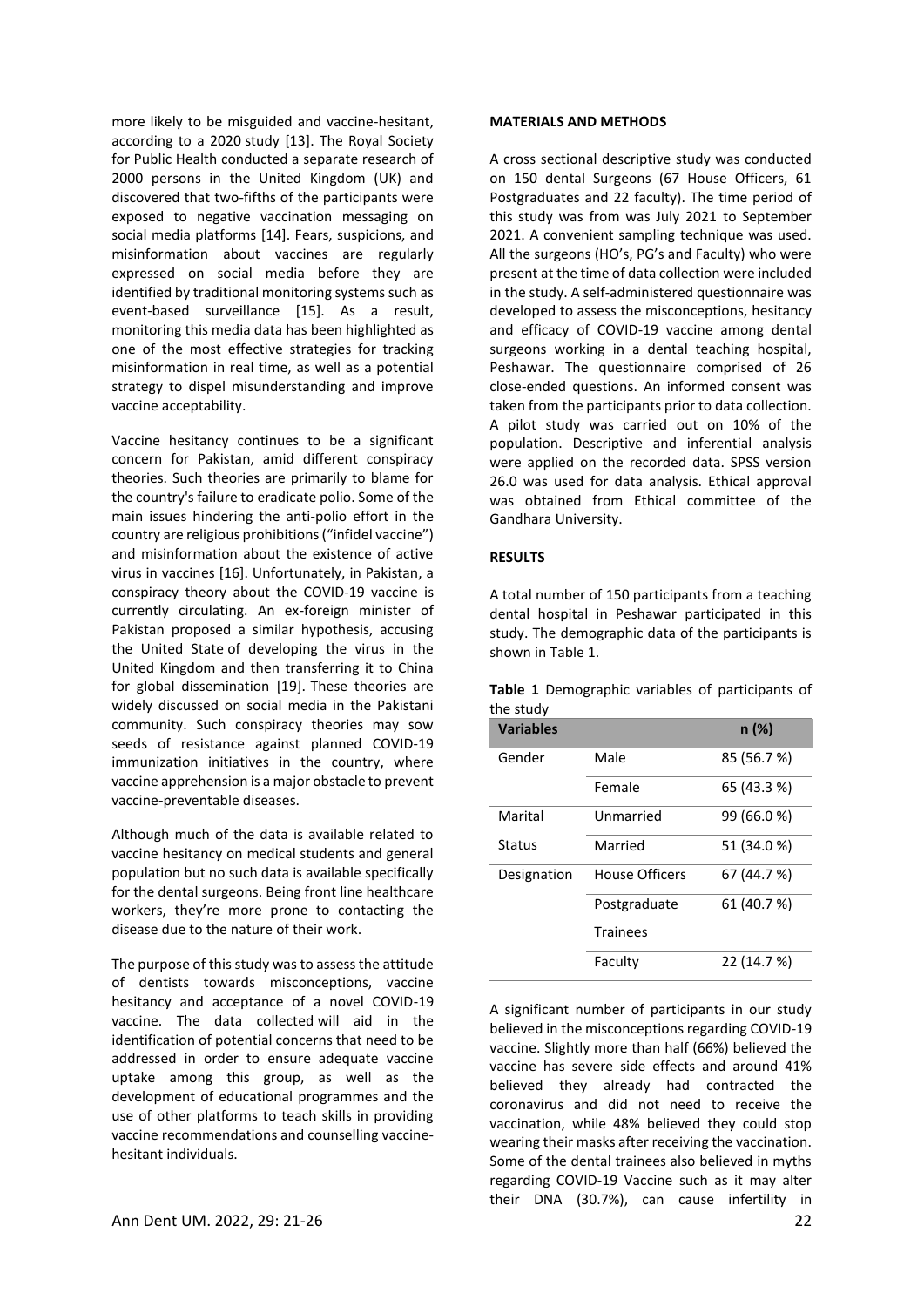more likely to be misguided and vaccine-hesitant, according to a 2020 study [13]. The Royal Society for Public Health conducted a separate research of 2000 persons in the United Kingdom (UK) and discovered that two-fifths of the participants were exposed to negative vaccination messaging on social media platforms [14]. Fears, suspicions, and misinformation about vaccines are regularly expressed on social media before they are identified by traditional monitoring systems such as event-based surveillance [15]. As a result, monitoring this media data has been highlighted as one of the most effective strategies for tracking misinformation in real time, as well as a potential strategy to dispel misunderstanding and improve vaccine acceptability.

Vaccine hesitancy continues to be a significant concern for Pakistan, amid different conspiracy theories. Such theories are primarily to blame for the country's failure to eradicate polio. Some of the main issues hindering the anti-polio effort in the country are religious prohibitions ("infidel vaccine") and misinformation about the existence of active virus in vaccines [16]. Unfortunately, in Pakistan, a conspiracy theory about the COVID-19 vaccine is currently circulating. An ex-foreign minister of Pakistan proposed a similar hypothesis, accusing the United State of developing the virus in the United Kingdom and then transferring it to China for global dissemination [19]. These theories are widely discussed on social media in the Pakistani community. Such conspiracy theories may sow seeds of resistance against planned COVID-19 immunization initiatives in the country, where vaccine apprehension is a major obstacle to prevent vaccine-preventable diseases.

Although much of the data is available related to vaccine hesitancy on medical students and general population but no such data is available specifically for the dental surgeons. Being front line healthcare workers, they're more prone to contacting the disease due to the nature of their work.

The purpose of this study was to assess the attitude of dentists towards misconceptions, vaccine hesitancy and acceptance of a novel COVID-19 vaccine. The data collected will aid in the identification of potential concerns that need to be addressed in order to ensure adequate vaccine uptake among this group, as well as the development of educational programmes and the use of other platforms to teach skills in providing vaccine recommendations and counselling vaccine-hesitant individuals.

## MATERIALS AND METHODS

A cross sectional descriptive study was conducted on 150 dental Surgeons (67 House Officers, 61 Postgraduates and 22 faculty). The time period of this study was from was July 2021 to September 2021. A convenient sampling technique was used. All the surgeons (HO's, PG's and Faculty) who were present at the time of data collection were included in the study. A self-administered questionnaire was developed to assess the misconceptions, hesitancy and efficacy of COVID-19 vaccine among dental surgeons working in a dental teaching hospital, Peshawar. The questionnaire comprised of 26 close-ended questions. An informed consent was taken from the participants prior to data collection. A pilot study was carried out on 10% of the population. Descriptive and inferential analysis were applied on the recorded data. SPSS version 26.0 was used for data analysis. Ethical approval was obtained from Ethical committee of the Gandhara University.

## RESULTS

A total number of 150 participants from a teaching dental hospital in Peshawar participated in this study. The demographic data of the participants is shown in Table 1.

**Table 1** Demographic variables of participants of the study

| Variables | | n (%) |
|---|---|---|
| Gender | Male | 85 (56.7 %) |
| | Female | 65 (43.3 %) |
| Marital Status | Unmarried | 99 (66.0 %) |
| | Married | 51 (34.0 %) |
| Designation | House Officers | 67 (44.7 %) |
| | Postgraduate Trainees | 61 (40.7 %) |
| | Faculty | 22 (14.7 %) |

A significant number of participants in our study believed in the misconceptions regarding COVID-19 vaccine. Slightly more than half (66%) believed the vaccine has severe side effects and around 41% believed they already had contracted the coronavirus and did not need to receive the vaccination, while 48% believed they could stop wearing their masks after receiving the vaccination. Some of the dental trainees also believed in myths regarding COVID-19 Vaccine such as it may alter their DNA (30.7%), can cause infertility in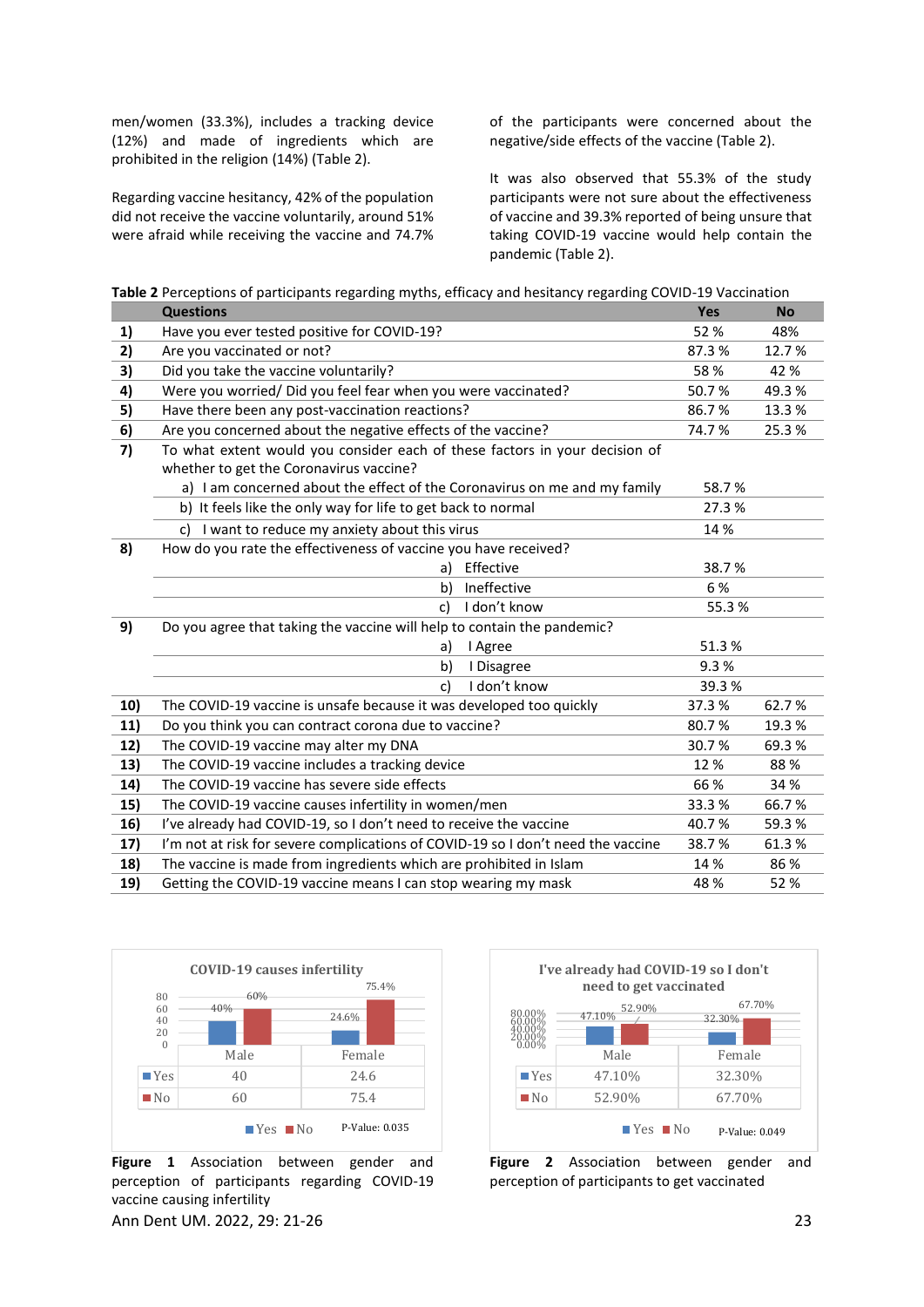men/women (33.3%), includes a tracking device (12%) and made of ingredients which are prohibited in the religion (14%) (Table 2).

Regarding vaccine hesitancy, 42% of the population did not receive the vaccine voluntarily, around 51% were afraid while receiving the vaccine and 74.7% of the participants were concerned about the negative/side effects of the vaccine (Table 2).

It was also observed that 55.3% of the study participants were not sure about the effectiveness of vaccine and 39.3% reported of being unsure that taking COVID-19 vaccine would help contain the pandemic (Table 2).

**Table 2** Perceptions of participants regarding myths, efficacy and hesitancy regarding COVID-19 Vaccination

| | Questions | Yes | No |
|---|---|---|---|
| **1)** | Have you ever tested positive for COVID-19? | 52 % | 48% |
| **2)** | Are you vaccinated or not? | 87.3 % | 12.7 % |
| **3)** | Did you take the vaccine voluntarily? | 58 % | 42 % |
| **4)** | Were you worried/ Did you feel fear when you were vaccinated? | 50.7 % | 49.3 % |
| **5)** | Have there been any post-vaccination reactions? | 86.7 % | 13.3 % |
| **6)** | Are you concerned about the negative effects of the vaccine? | 74.7 % | 25.3 % |
| **7)** | To what extent would you consider each of these factors in your decision of whether to get the Coronavirus vaccine? | | |
| | a) I am concerned about the effect of the Coronavirus on me and my family | 58.7 % | |
| | b) It feels like the only way for life to get back to normal | 27.3 % | |
| | c) I want to reduce my anxiety about this virus | 14 % | |
| **8)** | How do you rate the effectiveness of vaccine you have received? | | |
| | a) Effective | 38.7 % | |
| | b) Ineffective | 6 % | |
| | c) I don't know | 55.3 % | |
| **9)** | Do you agree that taking the vaccine will help to contain the pandemic? | | |
| | a) I Agree | 51.3 % | |
| | b) I Disagree | 9.3 % | |
| | c) I don't know | 39.3 % | |
| **10)** | The COVID-19 vaccine is unsafe because it was developed too quickly | 37.3 % | 62.7 % |
| **11)** | Do you think you can contract corona due to vaccine? | 80.7 % | 19.3 % |
| **12)** | The COVID-19 vaccine may alter my DNA | 30.7 % | 69.3 % |
| **13)** | The COVID-19 vaccine includes a tracking device | 12 % | 88 % |
| **14)** | The COVID-19 vaccine has severe side effects | 66 % | 34 % |
| **15)** | The COVID-19 vaccine causes infertility in women/men | 33.3 % | 66.7 % |
| **16)** | I've already had COVID-19, so I don't need to receive the vaccine | 40.7 % | 59.3 % |
| **17)** | I'm not at risk for severe complications of COVID-19 so I don't need the vaccine | 38.7 % | 61.3 % |
| **18)** | The vaccine is made from ingredients which are prohibited in Islam | 14 % | 86 % |
| **19)** | Getting the COVID-19 vaccine means I can stop wearing my mask | 48 % | 52 % |

COVID-19 causes infertility

| | Male | Female |
|---|---|---|
| Yes | 40 | 24.6 |
| No | 60 | 75.4 |

P-Value: 0.035

**Figure 1** Association between gender and perception of participants regarding COVID-19 vaccine causing infertility

I've already had COVID-19 so I don't need to get vaccinated

| | Male | Female |
|---|---|---|
| Yes | 47.10% | 32.30% |
| No | 52.90% | 67.70% |

P-Value: 0.049

**Figure 2** Association between gender and perception of participants to get vaccinated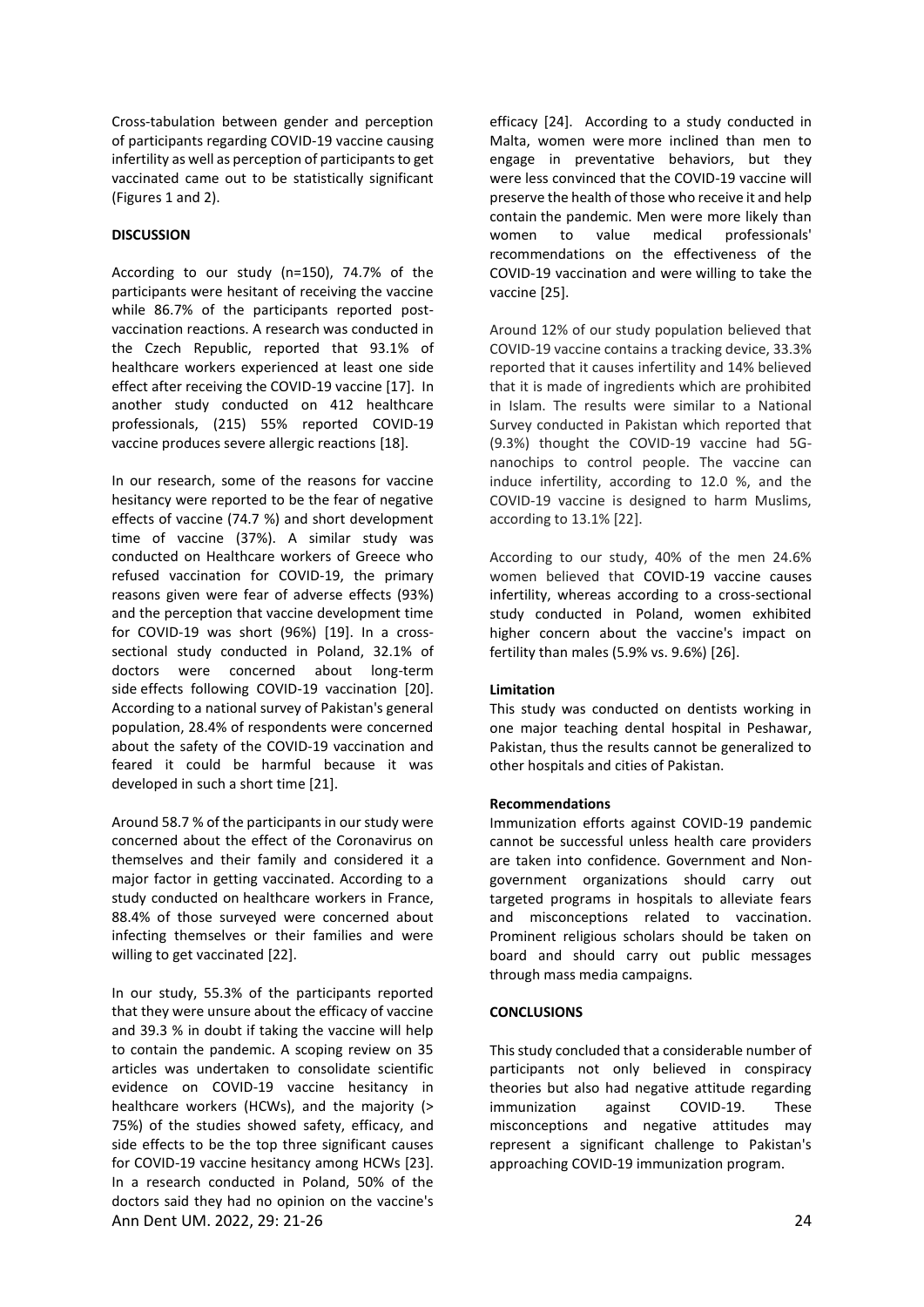Cross-tabulation between gender and perception of participants regarding COVID-19 vaccine causing infertility as well as perception of participants to get vaccinated came out to be statistically significant (Figures 1 and 2).

## DISCUSSION

According to our study (n=150), 74.7% of the participants were hesitant of receiving the vaccine while 86.7% of the participants reported post-vaccination reactions. A research was conducted in the Czech Republic, reported that 93.1% of healthcare workers experienced at least one side effect after receiving the COVID-19 vaccine [17]. In another study conducted on 412 healthcare professionals, (215) 55% reported COVID-19 vaccine produces severe allergic reactions [18].

In our research, some of the reasons for vaccine hesitancy were reported to be the fear of negative effects of vaccine (74.7 %) and short development time of vaccine (37%). A similar study was conducted on Healthcare workers of Greece who refused vaccination for COVID-19, the primary reasons given were fear of adverse effects (93%) and the perception that vaccine development time for COVID-19 was short (96%) [19]. In a cross-sectional study conducted in Poland, 32.1% of doctors were concerned about long-term side effects following COVID-19 vaccination [20]. According to a national survey of Pakistan's general population, 28.4% of respondents were concerned about the safety of the COVID-19 vaccination and feared it could be harmful because it was developed in such a short time [21].

Around 58.7 % of the participants in our study were concerned about the effect of the Coronavirus on themselves and their family and considered it a major factor in getting vaccinated. According to a study conducted on healthcare workers in France, 88.4% of those surveyed were concerned about infecting themselves or their families and were willing to get vaccinated [22].

In our study, 55.3% of the participants reported that they were unsure about the efficacy of vaccine and 39.3 % in doubt if taking the vaccine will help to contain the pandemic. A scoping review on 35 articles was undertaken to consolidate scientific evidence on COVID-19 vaccine hesitancy in healthcare workers (HCWs), and the majority (> 75%) of the studies showed safety, efficacy, and side effects to be the top three significant causes for COVID-19 vaccine hesitancy among HCWs [23]. In a research conducted in Poland, 50% of the doctors said they had no opinion on the vaccine's efficacy [24]. According to a study conducted in Malta, women were more inclined than men to engage in preventative behaviors, but they were less convinced that the COVID-19 vaccine will preserve the health of those who receive it and help contain the pandemic. Men were more likely than women to value medical professionals' recommendations on the effectiveness of the COVID-19 vaccination and were willing to take the vaccine [25].

Around 12% of our study population believed that COVID-19 vaccine contains a tracking device, 33.3% reported that it causes infertility and 14% believed that it is made of ingredients which are prohibited in Islam. The results were similar to a National Survey conducted in Pakistan which reported that (9.3%) thought the COVID-19 vaccine had 5G-nanochips to control people. The vaccine can induce infertility, according to 12.0 %, and the COVID-19 vaccine is designed to harm Muslims, according to 13.1% [22].

According to our study, 40% of the men 24.6% women believed that COVID-19 vaccine causes infertility, whereas according to a cross-sectional study conducted in Poland, women exhibited higher concern about the vaccine's impact on fertility than males (5.9% vs. 9.6%) [26].

### Limitation

This study was conducted on dentists working in one major teaching dental hospital in Peshawar, Pakistan, thus the results cannot be generalized to other hospitals and cities of Pakistan.

### Recommendations

Immunization efforts against COVID-19 pandemic cannot be successful unless health care providers are taken into confidence. Government and Non-government organizations should carry out targeted programs in hospitals to alleviate fears and misconceptions related to vaccination. Prominent religious scholars should be taken on board and should carry out public messages through mass media campaigns.

## CONCLUSIONS

This study concluded that a considerable number of participants not only believed in conspiracy theories but also had negative attitude regarding immunization against COVID-19. These misconceptions and negative attitudes may represent a significant challenge to Pakistan's approaching COVID-19 immunization program.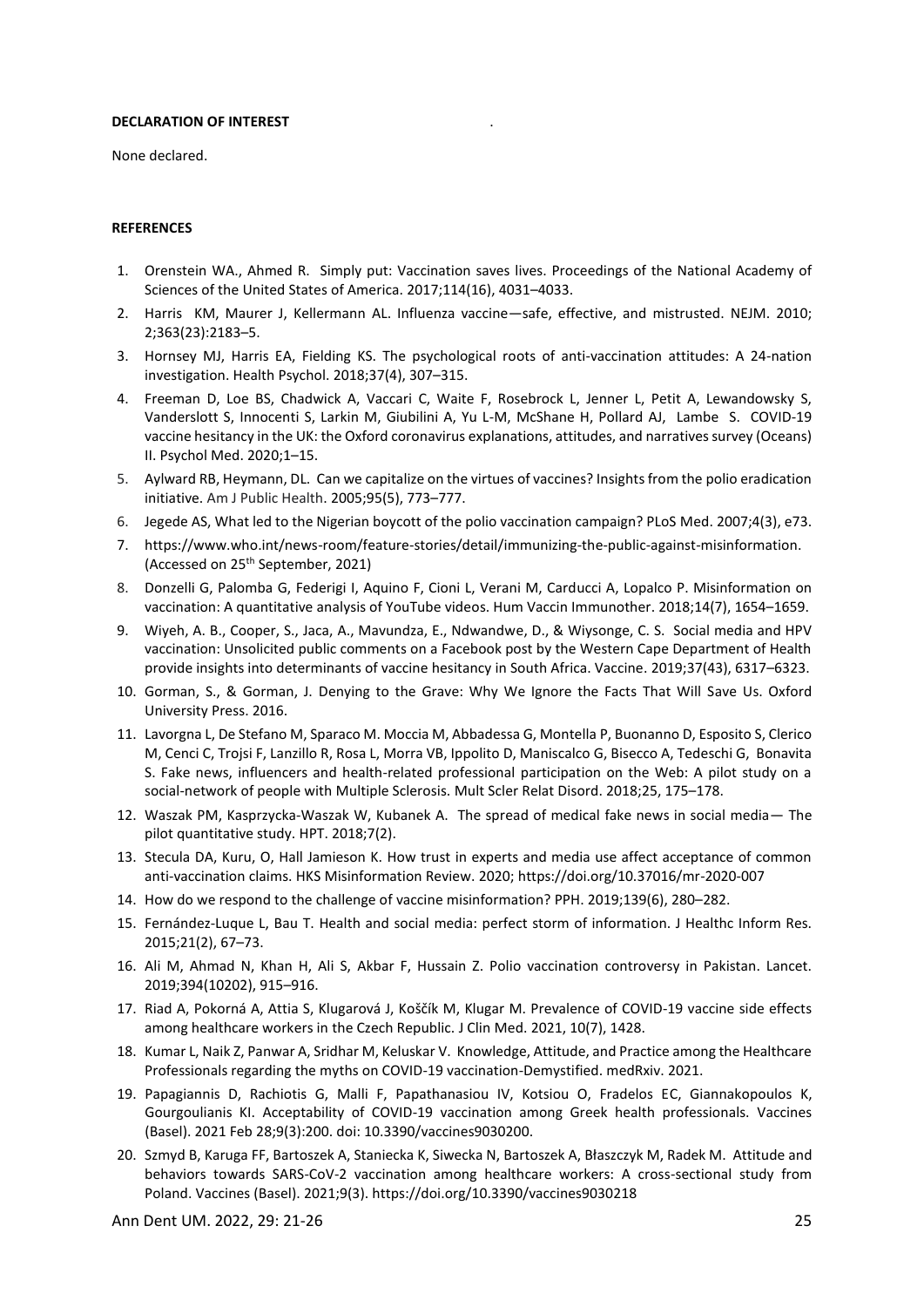**DECLARATION OF INTEREST**

None declared.

**REFERENCES**

1. Orenstein WA., Ahmed R. Simply put: Vaccination saves lives. Proceedings of the National Academy of Sciences of the United States of America. 2017;114(16), 4031–4033.
2. Harris KM, Maurer J, Kellermann AL. Influenza vaccine—safe, effective, and mistrusted. NEJM. 2010; 2;363(23):2183–5.
3. Hornsey MJ, Harris EA, Fielding KS. The psychological roots of anti-vaccination attitudes: A 24-nation investigation. Health Psychol. 2018;37(4), 307–315.
4. Freeman D, Loe BS, Chadwick A, Vaccari C, Waite F, Rosebrock L, Jenner L, Petit A, Lewandowsky S, Vanderslott S, Innocenti S, Larkin M, Giubilini A, Yu L-M, McShane H, Pollard AJ, Lambe S. COVID-19 vaccine hesitancy in the UK: the Oxford coronavirus explanations, attitudes, and narratives survey (Oceans) II. Psychol Med. 2020;1–15.
5. Aylward RB, Heymann, DL. Can we capitalize on the virtues of vaccines? Insights from the polio eradication initiative. Am J Public Health. 2005;95(5), 773–777.
6. Jegede AS, What led to the Nigerian boycott of the polio vaccination campaign? PLoS Med. 2007;4(3), e73.
7. https://www.who.int/news-room/feature-stories/detail/immunizing-the-public-against-misinformation. (Accessed on 25th September, 2021)
8. Donzelli G, Palomba G, Federigi I, Aquino F, Cioni L, Verani M, Carducci A, Lopalco P. Misinformation on vaccination: A quantitative analysis of YouTube videos. Hum Vaccin Immunother. 2018;14(7), 1654–1659.
9. Wiyeh, A. B., Cooper, S., Jaca, A., Mavundza, E., Ndwandwe, D., & Wiysonge, C. S. Social media and HPV vaccination: Unsolicited public comments on a Facebook post by the Western Cape Department of Health provide insights into determinants of vaccine hesitancy in South Africa. Vaccine. 2019;37(43), 6317–6323.
10. Gorman, S., & Gorman, J. Denying to the Grave: Why We Ignore the Facts That Will Save Us. Oxford University Press. 2016.
11. Lavorgna L, De Stefano M, Sparaco M. Moccia M, Abbadessa G, Montella P, Buonanno D, Esposito S, Clerico M, Cenci C, Trojsi F, Lanzillo R, Rosa L, Morra VB, Ippolito D, Maniscalco G, Bisecco A, Tedeschi G, Bonavita S. Fake news, influencers and health-related professional participation on the Web: A pilot study on a social-network of people with Multiple Sclerosis. Mult Scler Relat Disord. 2018;25, 175–178.
12. Waszak PM, Kasprzycka-Waszak W, Kubanek A. The spread of medical fake news in social media— The pilot quantitative study. HPT. 2018;7(2).
13. Stecula DA, Kuru, O, Hall Jamieson K. How trust in experts and media use affect acceptance of common anti-vaccination claims. HKS Misinformation Review. 2020; https://doi.org/10.37016/mr-2020-007
14. How do we respond to the challenge of vaccine misinformation? PPH. 2019;139(6), 280–282.
15. Fernández-Luque L, Bau T. Health and social media: perfect storm of information. J Healthc Inform Res. 2015;21(2), 67–73.
16. Ali M, Ahmad N, Khan H, Ali S, Akbar F, Hussain Z. Polio vaccination controversy in Pakistan. Lancet. 2019;394(10202), 915–916.
17. Riad A, Pokorná A, Attia S, Klugarová J, Koščík M, Klugar M. Prevalence of COVID-19 vaccine side effects among healthcare workers in the Czech Republic. J Clin Med. 2021, 10(7), 1428.
18. Kumar L, Naik Z, Panwar A, Sridhar M, Keluskar V. Knowledge, Attitude, and Practice among the Healthcare Professionals regarding the myths on COVID-19 vaccination-Demystified. medRxiv. 2021.
19. Papagiannis D, Rachiotis G, Malli F, Papathanasiou IV, Kotsiou O, Fradelos EC, Giannakopoulos K, Gourgoulianis KI. Acceptability of COVID-19 vaccination among Greek health professionals. Vaccines (Basel). 2021 Feb 28;9(3):200. doi: 10.3390/vaccines9030200.
20. Szmyd B, Karuga FF, Bartoszek A, Staniecka K, Siwecka N, Bartoszek A, Błaszczyk M, Radek M. Attitude and behaviors towards SARS-CoV-2 vaccination among healthcare workers: A cross-sectional study from Poland. Vaccines (Basel). 2021;9(3). https://doi.org/10.3390/vaccines9030218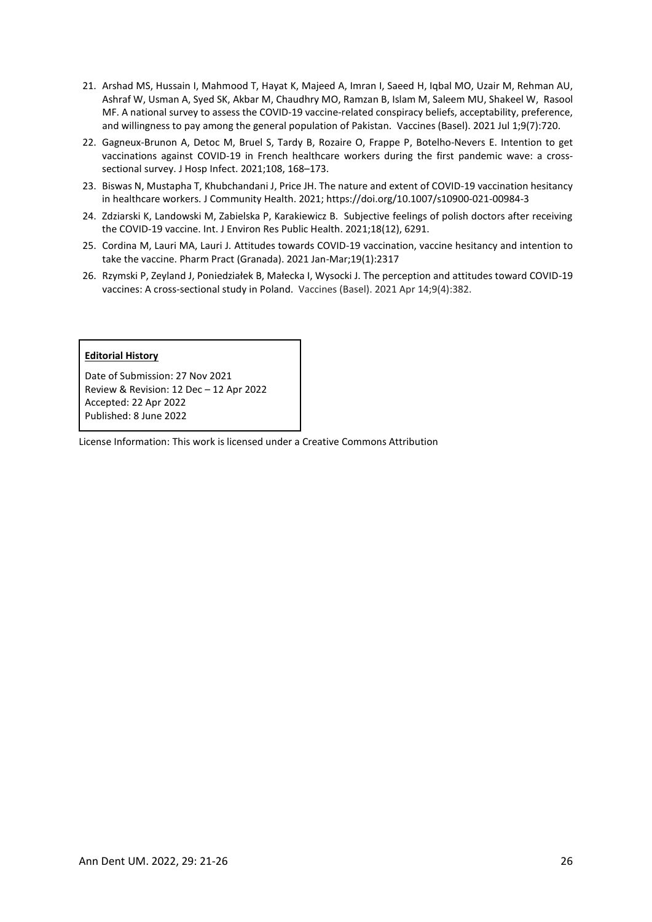21. Arshad MS, Hussain I, Mahmood T, Hayat K, Majeed A, Imran I, Saeed H, Iqbal MO, Uzair M, Rehman AU, Ashraf W, Usman A, Syed SK, Akbar M, Chaudhry MO, Ramzan B, Islam M, Saleem MU, Shakeel W, Rasool MF. A national survey to assess the COVID-19 vaccine-related conspiracy beliefs, acceptability, preference, and willingness to pay among the general population of Pakistan. Vaccines (Basel). 2021 Jul 1;9(7):720.
22. Gagneux-Brunon A, Detoc M, Bruel S, Tardy B, Rozaire O, Frappe P, Botelho-Nevers E. Intention to get vaccinations against COVID-19 in French healthcare workers during the first pandemic wave: a cross-sectional survey. J Hosp Infect. 2021;108, 168–173.
23. Biswas N, Mustapha T, Khubchandani J, Price JH. The nature and extent of COVID-19 vaccination hesitancy in healthcare workers. J Community Health. 2021; https://doi.org/10.1007/s10900-021-00984-3
24. Zdziarski K, Landowski M, Zabielska P, Karakiewicz B. Subjective feelings of polish doctors after receiving the COVID-19 vaccine. Int. J Environ Res Public Health. 2021;18(12), 6291.
25. Cordina M, Lauri MA, Lauri J. Attitudes towards COVID-19 vaccination, vaccine hesitancy and intention to take the vaccine. Pharm Pract (Granada). 2021 Jan-Mar;19(1):2317
26. Rzymski P, Zeyland J, Poniedziałek B, Małecka I, Wysocki J. The perception and attitudes toward COVID-19 vaccines: A cross-sectional study in Poland. Vaccines (Basel). 2021 Apr 14;9(4):382.

**Editorial History**

Date of Submission: 27 Nov 2021
Review & Revision: 12 Dec – 12 Apr 2022
Accepted: 22 Apr 2022
Published: 8 June 2022

License Information: This work is licensed under a Creative Commons Attribution